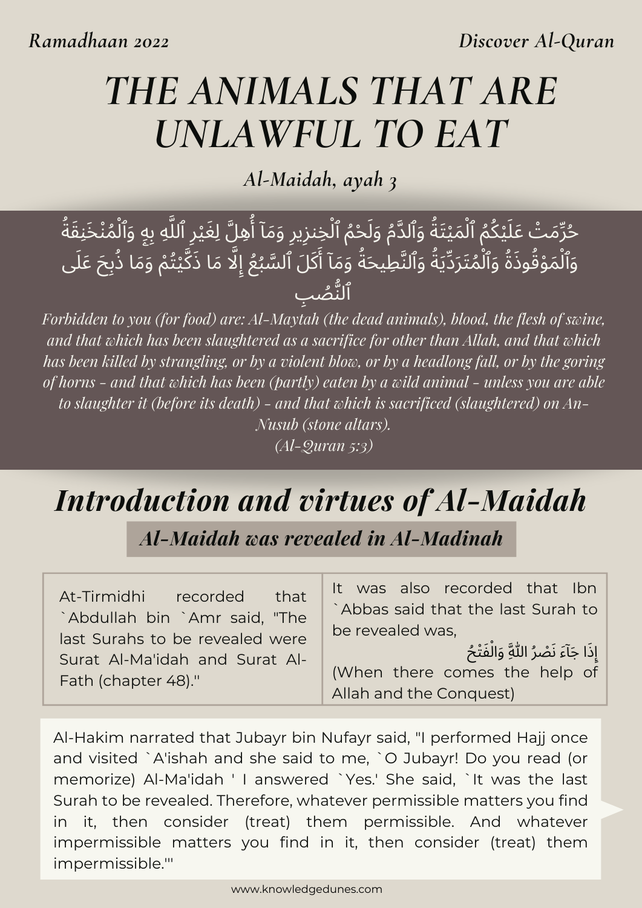Ramadhaan 2022 | Discover Al-Quran

# THE ANIMALS THAT ARE UNLAWFUL TO EAT

### Al-Maidah, ayah 3

حُرِّمَتْ عَلَيْكُمُ ٱلْمَيْتَةُ وَٱلدَّمُ وَلَحْمُ ٱلْخِنزِيرِ وَمَآ أُهِلَّ لِغَيْرِ ٱللَّهِ بِهِۦ وَٱلْمُنْخَنِقَةُ وَٱلْمَوْقُوذَةُ وَٱلْمُتَرَدِّيَةُ وَٱلنَّطِيحَةُ وَمَآ أَكَلَ ٱلسَّبُعُ إِلَّا مَا ذَكَّيْتُمْ وَمَا ذُبِحَ عَلَى ٱلنُّصُبِ

*Forbidden to you (for food) are: Al-Maytah (the dead animals), blood, the flesh of swine, and that which has been slaughtered as a sacrifice for other than Allah, and that which has been killed by strangling, or by a violent blow, or by a headlong fall, or by the goring of horns - and that which has been (partly) eaten by a wild animal - unless you are able to slaughter it (before its death) - and that which is sacrificed (slaughtered) on An-Nusub (stone altars).*
*(Al-Quran 5:3)*

## Introduction and virtues of Al-Maidah

### Al-Maidah was revealed in Al-Madinah

| At-Tirmidhi recorded that `Abdullah bin `Amr said, "The last Surahs to be revealed were Surat Al-Ma'idah and Surat Al-Fath (chapter 48)." | It was also recorded that Ibn `Abbas said that the last Surah to be revealed was, إِذَا جَاءَ نَصْرُ اللَّهِ وَالْفَتْحُ (When there comes the help of Allah and the Conquest) |
|---|---|

Al-Hakim narrated that Jubayr bin Nufayr said, "I performed Hajj once and visited `A'ishah and she said to me, `O Jubayr! Do you read (or memorize) Al-Ma'idah ' I answered `Yes.' She said, `It was the last Surah to be revealed. Therefore, whatever permissible matters you find in it, then consider (treat) them permissible. And whatever impermissible matters you find in it, then consider (treat) them impermissible.'"

www.knowledgedunes.com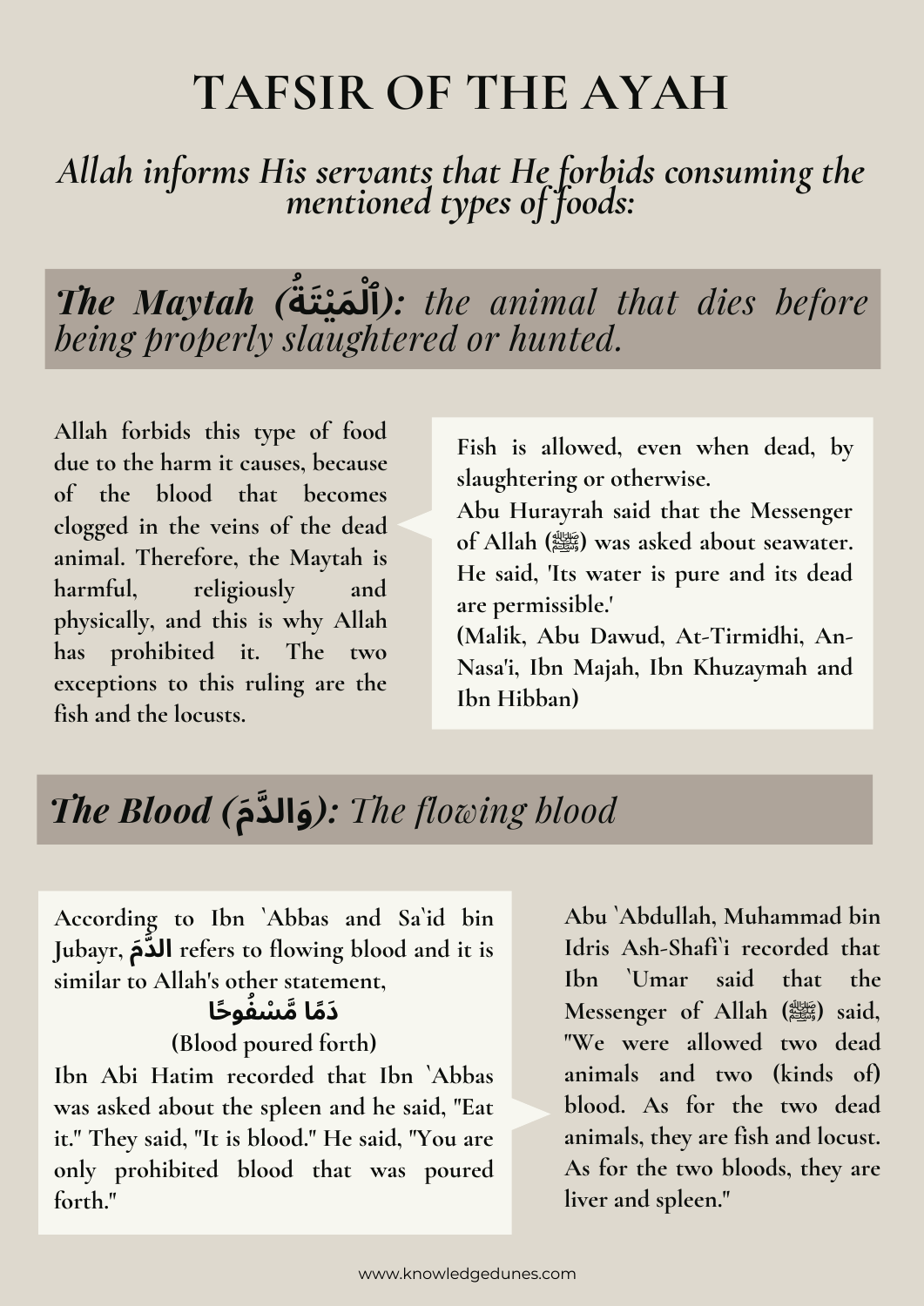# TAFSIR OF THE AYAH

*Allah informs His servants that He forbids consuming the mentioned types of foods:*

## *The Maytah (ٱلْمَيْتَةُ): the animal that dies before being properly slaughtered or hunted.*

Allah forbids this type of food due to the harm it causes, because of the blood that becomes clogged in the veins of the dead animal. Therefore, the Maytah is harmful, religiously and physically, and this is why Allah has prohibited it. The two exceptions to this ruling are the fish and the locusts.

Fish is allowed, even when dead, by slaughtering or otherwise.
Abu Hurayrah said that the Messenger of Allah (ﷺ) was asked about seawater. He said, 'Its water is pure and its dead are permissible.'
**(Malik, Abu Dawud, At-Tirmidhi, An-Nasa'i, Ibn Majah, Ibn Khuzaymah and Ibn Hibban)**

## *The Blood (وَالدَّمَ): The flowing blood*

According to Ibn `Abbas and Sa`id bin Jubayr, **الدَّمَ** refers to flowing blood and it is similar to Allah's other statement,

**دَمًا مَّسْفُوحًا**

(Blood poured forth)

Ibn Abi Hatim recorded that Ibn `Abbas was asked about the spleen and he said, "Eat it." They said, "It is blood." He said, "You are only prohibited blood that was poured forth."

Abu `Abdullah, Muhammad bin Idris Ash-Shafi`i recorded that Ibn `Umar said that the Messenger of Allah (ﷺ) said, "We were allowed two dead animals and two (kinds of) blood. As for the two dead animals, they are fish and locust. As for the two bloods, they are liver and spleen."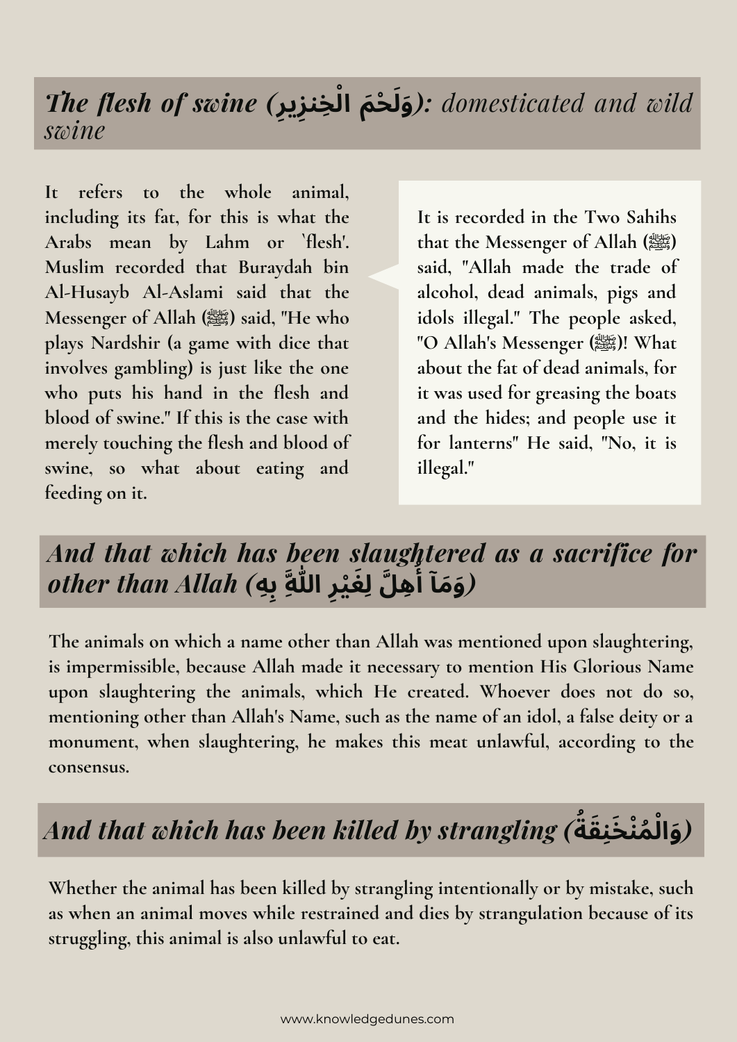## *The flesh of swine (وَلَحْمَ الْخِنزِيرِ): domesticated and wild swine*

**It refers to the whole animal, including its fat, for this is what the Arabs mean by Lahm or `flesh'. Muslim recorded that Buraydah bin Al-Husayb Al-Aslami said that the Messenger of Allah (ﷺ) said, "He who plays Nardshir (a game with dice that involves gambling) is just like the one who puts his hand in the flesh and blood of swine." If this is the case with merely touching the flesh and blood of swine, so what about eating and feeding on it.**

**It is recorded in the Two Sahihs that the Messenger of Allah (ﷺ) said, "Allah made the trade of alcohol, dead animals, pigs and idols illegal." The people asked, "O Allah's Messenger (ﷺ)! What about the fat of dead animals, for it was used for greasing the boats and the hides; and people use it for lanterns" He said, "No, it is illegal."**

## *And that which has been slaughtered as a sacrifice for other than Allah (وَمَآ أُهِلَّ لِغَيْرِ اللَّهِ بِهِ)*

**The animals on which a name other than Allah was mentioned upon slaughtering, is impermissible, because Allah made it necessary to mention His Glorious Name upon slaughtering the animals, which He created. Whoever does not do so, mentioning other than Allah's Name, such as the name of an idol, a false deity or a monument, when slaughtering, he makes this meat unlawful, according to the consensus.**

## *And that which has been killed by strangling (وَالْمُنْخَنِقَةُ)*

**Whether the animal has been killed by strangling intentionally or by mistake, such as when an animal moves while restrained and dies by strangulation because of its struggling, this animal is also unlawful to eat.**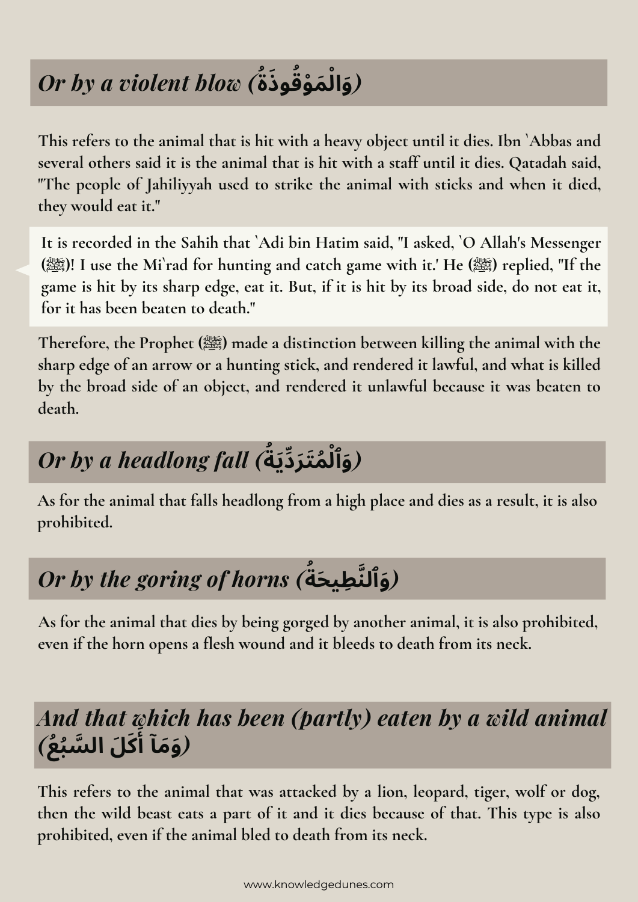## *Or by a violent blow (وَالْمَوْقُوذَةُ)*

This refers to the animal that is hit with a heavy object until it dies. Ibn `Abbas and several others said it is the animal that is hit with a staff until it dies. Qatadah said, "The people of Jahiliyyah used to strike the animal with sticks and when it died, they would eat it."

It is recorded in the Sahih that `Adi bin Hatim said, "I asked, `O Allah's Messenger (ﷺ)! I use the Mi`rad for hunting and catch game with it.' He (ﷺ) replied, "If the game is hit by its sharp edge, eat it. But, if it is hit by its broad side, do not eat it, for it has been beaten to death."

Therefore, the Prophet (ﷺ) made a distinction between killing the animal with the sharp edge of an arrow or a hunting stick, and rendered it lawful, and what is killed by the broad side of an object, and rendered it unlawful because it was beaten to death.

## *Or by a headlong fall (وَٱلْمُتَرَدِّيَةُ)*

As for the animal that falls headlong from a high place and dies as a result, it is also prohibited.

## *Or by the goring of horns (وَٱلنَّطِيحَةُ)*

As for the animal that dies by being gorged by another animal, it is also prohibited, even if the horn opens a flesh wound and it bleeds to death from its neck.

## *And that which has been (partly) eaten by a wild animal (وَمَآ أَكَلَ السَّبُعُ)*

This refers to the animal that was attacked by a lion, leopard, tiger, wolf or dog, then the wild beast eats a part of it and it dies because of that. This type is also prohibited, even if the animal bled to death from its neck.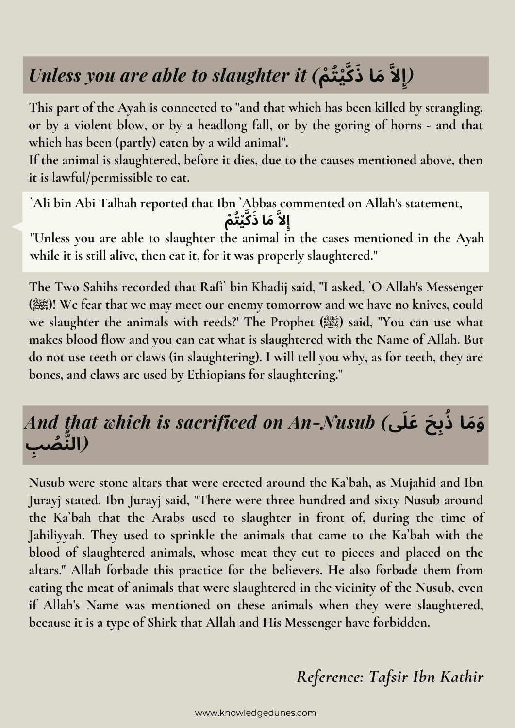## *Unless you are able to slaughter it (إِلاَّ مَا ذَكَّيْتُمْ)*

This part of the Ayah is connected to "and that which has been killed by strangling, or by a violent blow, or by a headlong fall, or by the goring of horns - and that which has been (partly) eaten by a wild animal".
If the animal is slaughtered, before it dies, due to the causes mentioned above, then it is lawful/permissible to eat.

> `Ali bin Abi Talhah reported that Ibn `Abbas commented on Allah's statement,
> إِلاَّ مَا ذَكَّيْتُمْ
> "Unless you are able to slaughter the animal in the cases mentioned in the Ayah while it is still alive, then eat it, for it was properly slaughtered."

The Two Sahihs recorded that Rafi` bin Khadij said, "I asked, `O Allah's Messenger (ﷺ)! We fear that we may meet our enemy tomorrow and we have no knives, could we slaughter the animals with reeds?' The Prophet (ﷺ) said, "You can use what makes blood flow and you can eat what is slaughtered with the Name of Allah. But do not use teeth or claws (in slaughtering). I will tell you why, as for teeth, they are bones, and claws are used by Ethiopians for slaughtering."

## *And that which is sacrificed on An-Nusub (وَمَا ذُبِحَ عَلَى النُّصُبِ)*

Nusub were stone altars that were erected around the Ka`bah, as Mujahid and Ibn Jurayj stated. Ibn Jurayj said, "There were three hundred and sixty Nusub around the Ka`bah that the Arabs used to slaughter in front of, during the time of Jahiliyyah. They used to sprinkle the animals that came to the Ka`bah with the blood of slaughtered animals, whose meat they cut to pieces and placed on the altars." Allah forbade this practice for the believers. He also forbade them from eating the meat of animals that were slaughtered in the vicinity of the Nusub, even if Allah's Name was mentioned on these animals when they were slaughtered, because it is a type of Shirk that Allah and His Messenger have forbidden.

*Reference: Tafsir Ibn Kathir*